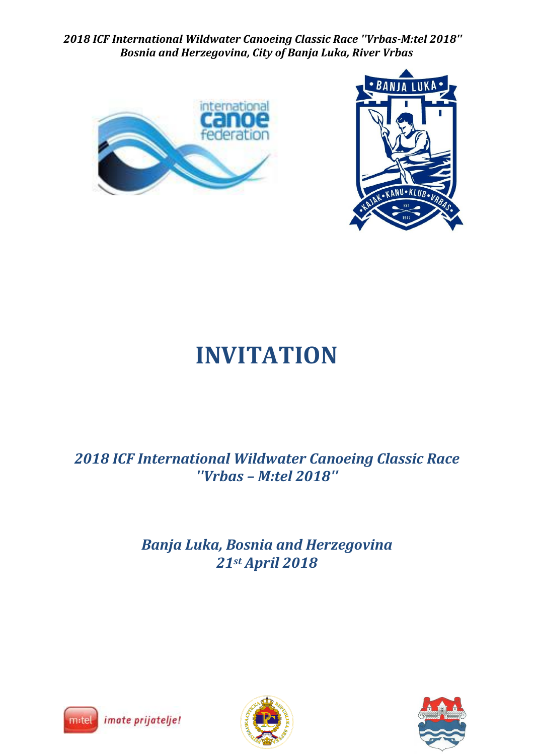*2018 ICF International Wildwater Canoeing Classic Race ''Vrbas-M:tel 2018''*
*Bosnia and Herzegovina, City of Banja Luka, River Vrbas*

# INVITATION

## *2018 ICF International Wildwater Canoeing Classic Race ''Vrbas – M:tel 2018''*

### *Banja Luka, Bosnia and Herzegovina*
### *21st April 2018*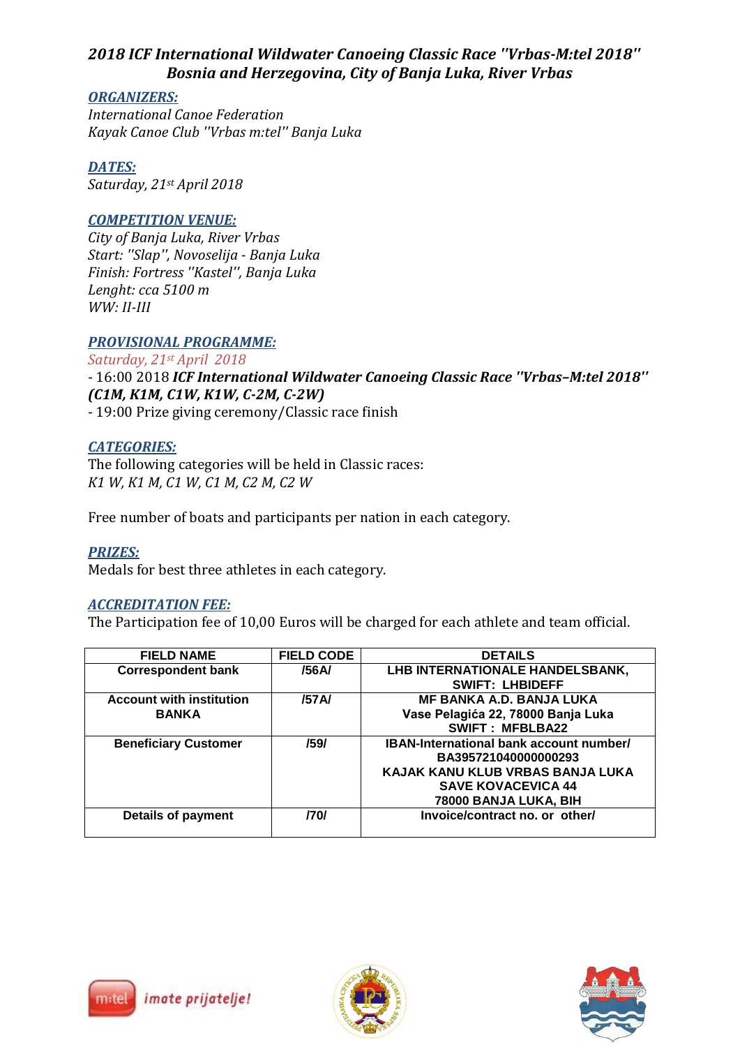# *2018 ICF International Wildwater Canoeing Classic Race "Vrbas-M:tel 2018"*
## *Bosnia and Herzegovina, City of Banja Luka, River Vrbas*

***ORGANIZERS:***
*International Canoe Federation*
*Kayak Canoe Club "Vrbas m:tel" Banja Luka*

***DATES:***
*Saturday, 21st April 2018*

***COMPETITION VENUE:***
*City of Banja Luka, River Vrbas*
*Start: "Slap", Novoselija - Banja Luka*
*Finish: Fortress "Kastel", Banja Luka*
*Lenght: cca 5100 m*
*WW: II-III*

***PROVISIONAL PROGRAMME:***
*Saturday, 21st April 2018*
- 16:00 2018 ***ICF International Wildwater Canoeing Classic Race "Vrbas–M:tel 2018" (C1M, K1M, C1W, K1W, C-2M, C-2W)***
- 19:00 Prize giving ceremony/Classic race finish

***CATEGORIES:***
The following categories will be held in Classic races:
*K1 W, K1 M, C1 W, C1 M, C2 M, C2 W*

Free number of boats and participants per nation in each category.

***PRIZES:***
Medals for best three athletes in each category.

***ACCREDITATION FEE:***
The Participation fee of 10,00 Euros will be charged for each athlete and team official.

| FIELD NAME | FIELD CODE | DETAILS |
|---|---|---|
| **Correspondent bank** | **/56A/** | **LHB INTERNATIONALE HANDELSBANK, SWIFT: LHBIDEFF** |
| **Account with institution BANKA** | **/57A/** | **MF BANKA A.D. BANJA LUKA Vase Pelagića 22, 78000 Banja Luka SWIFT : MFBLBA22** |
| **Beneficiary Customer** | **/59/** | **IBAN-International bank account number/ BA395721040000000293 KAJAK KANU KLUB VRBAS BANJA LUKA SAVE KOVACEVICA 44 78000 BANJA LUKA, BIH** |
| **Details of payment** | **/70/** | **Invoice/contract no. or other/** |

m:tel *imate prijatelje!*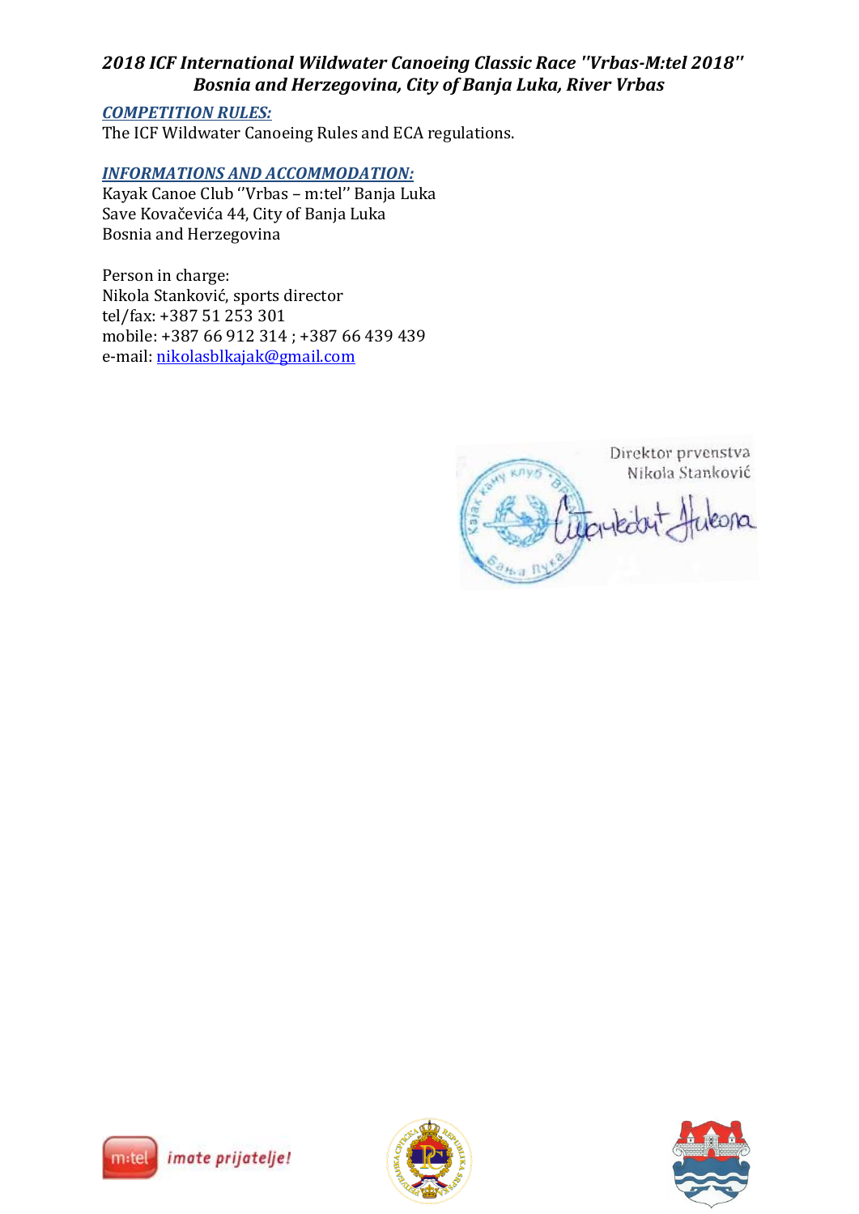*2018 ICF International Wildwater Canoeing Classic Race "Vrbas-M:tel 2018"*
*Bosnia and Herzegovina, City of Banja Luka, River Vrbas*

***COMPETITION RULES:***

The ICF Wildwater Canoeing Rules and ECA regulations.

***INFORMATIONS AND ACCOMMODATION:***

Kayak Canoe Club ''Vrbas – m:tel'' Banja Luka
Save Kovačevića 44, City of Banja Luka
Bosnia and Herzegovina

Person in charge:
Nikola Stanković, sports director
tel/fax: +387 51 253 301
mobile: +387 66 912 314 ; +387 66 439 439
e-mail: nikolasblkajak@gmail.com

Direktor prvenstva
Nikola Stanković

m:tel imate prijatelje!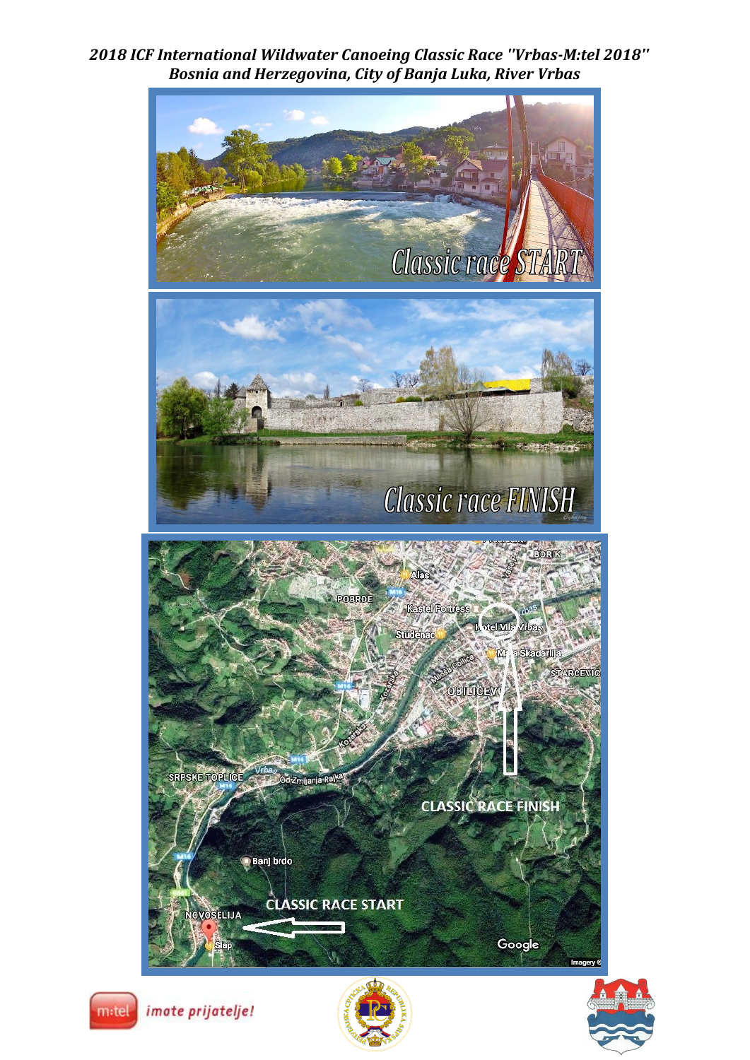*2018 ICF International Wildwater Canoeing Classic Race "Vrbas-M:tel 2018"*
*Bosnia and Herzegovina, City of Banja Luka, River Vrbas*

Classic race START

Classic race FINISH

CLASSIC RACE FINISH

CLASSIC RACE START

imate prijatelje!